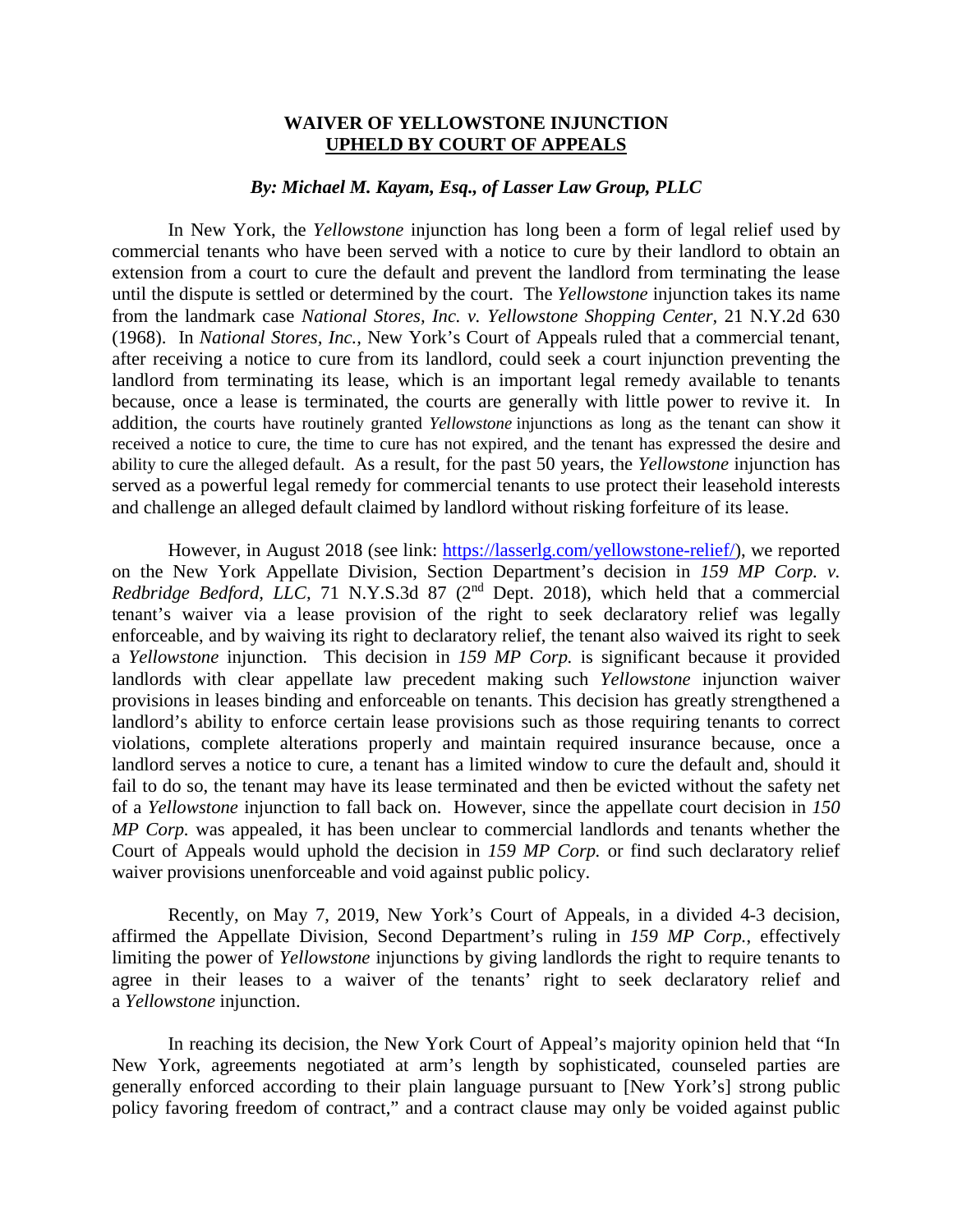# WAIVER OF YELLOWSTONE INJUNCTION UPHELD BY COURT OF APPEALS

***By: Michael M. Kayam, Esq., of Lasser Law Group, PLLC***

In New York, the *Yellowstone* injunction has long been a form of legal relief used by commercial tenants who have been served with a notice to cure by their landlord to obtain an extension from a court to cure the default and prevent the landlord from terminating the lease until the dispute is settled or determined by the court. The *Yellowstone* injunction takes its name from the landmark case *National Stores, Inc. v. Yellowstone Shopping Center*, 21 N.Y.2d 630 (1968). In *National Stores, Inc.*, New York's Court of Appeals ruled that a commercial tenant, after receiving a notice to cure from its landlord, could seek a court injunction preventing the landlord from terminating its lease, which is an important legal remedy available to tenants because, once a lease is terminated, the courts are generally with little power to revive it. In addition, the courts have routinely granted *Yellowstone* injunctions as long as the tenant can show it received a notice to cure, the time to cure has not expired, and the tenant has expressed the desire and ability to cure the alleged default. As a result, for the past 50 years, the *Yellowstone* injunction has served as a powerful legal remedy for commercial tenants to use protect their leasehold interests and challenge an alleged default claimed by landlord without risking forfeiture of its lease.

However, in August 2018 (see link: https://lasserlg.com/yellowstone-relief/), we reported on the New York Appellate Division, Section Department's decision in *159 MP Corp. v. Redbridge Bedford, LLC*, 71 N.Y.S.3d 87 (2nd Dept. 2018), which held that a commercial tenant's waiver via a lease provision of the right to seek declaratory relief was legally enforceable, and by waiving its right to declaratory relief, the tenant also waived its right to seek a *Yellowstone* injunction. This decision in *159 MP Corp.* is significant because it provided landlords with clear appellate law precedent making such *Yellowstone* injunction waiver provisions in leases binding and enforceable on tenants. This decision has greatly strengthened a landlord's ability to enforce certain lease provisions such as those requiring tenants to correct violations, complete alterations properly and maintain required insurance because, once a landlord serves a notice to cure, a tenant has a limited window to cure the default and, should it fail to do so, the tenant may have its lease terminated and then be evicted without the safety net of a *Yellowstone* injunction to fall back on. However, since the appellate court decision in *150 MP Corp.* was appealed, it has been unclear to commercial landlords and tenants whether the Court of Appeals would uphold the decision in *159 MP Corp.* or find such declaratory relief waiver provisions unenforceable and void against public policy.

Recently, on May 7, 2019, New York's Court of Appeals, in a divided 4-3 decision, affirmed the Appellate Division, Second Department's ruling in *159 MP Corp.*, effectively limiting the power of *Yellowstone* injunctions by giving landlords the right to require tenants to agree in their leases to a waiver of the tenants' right to seek declaratory relief and a *Yellowstone* injunction.

In reaching its decision, the New York Court of Appeal's majority opinion held that "In New York, agreements negotiated at arm's length by sophisticated, counseled parties are generally enforced according to their plain language pursuant to [New York's] strong public policy favoring freedom of contract," and a contract clause may only be voided against public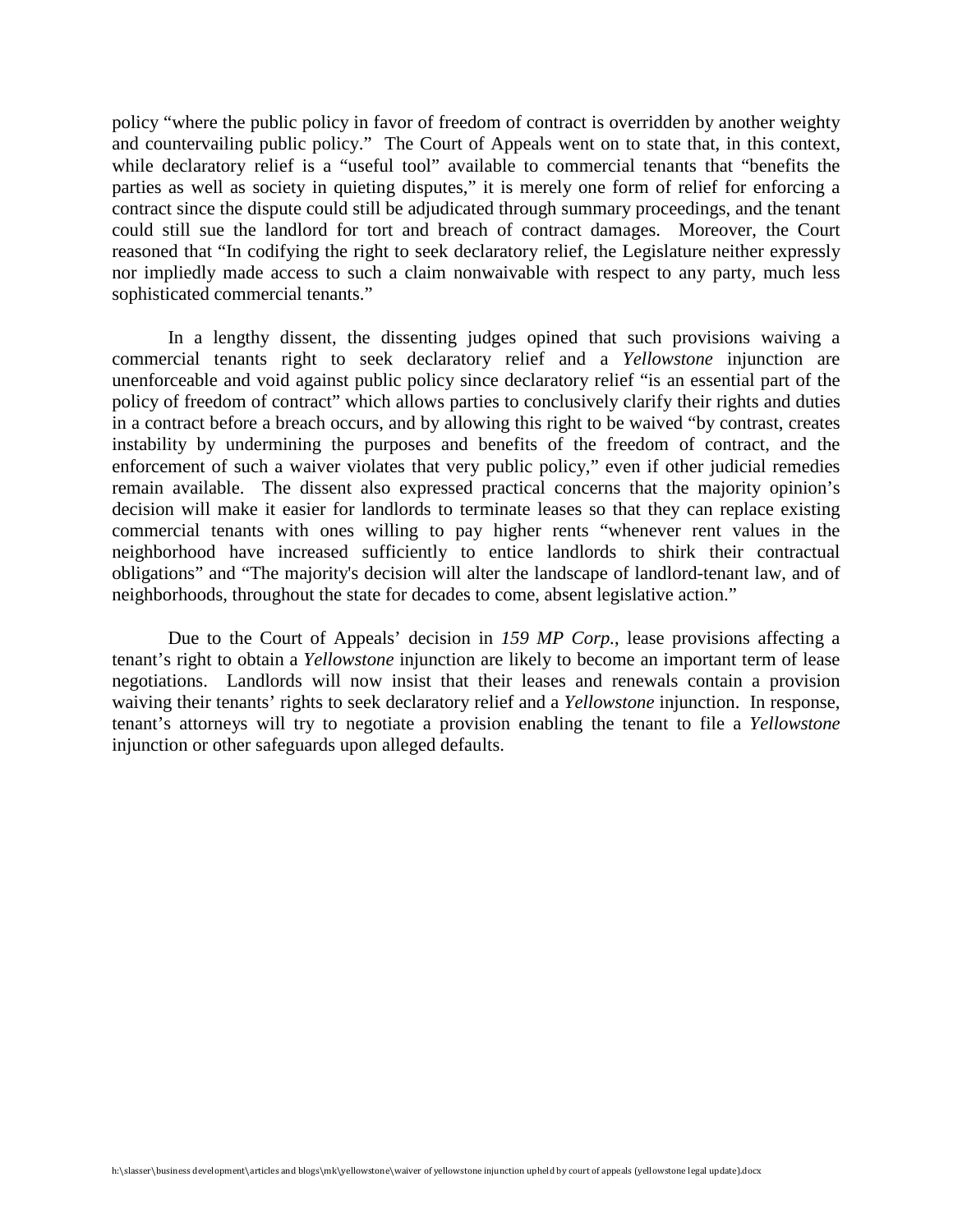policy "where the public policy in favor of freedom of contract is overridden by another weighty and countervailing public policy." The Court of Appeals went on to state that, in this context, while declaratory relief is a "useful tool" available to commercial tenants that "benefits the parties as well as society in quieting disputes," it is merely one form of relief for enforcing a contract since the dispute could still be adjudicated through summary proceedings, and the tenant could still sue the landlord for tort and breach of contract damages. Moreover, the Court reasoned that "In codifying the right to seek declaratory relief, the Legislature neither expressly nor impliedly made access to such a claim nonwaivable with respect to any party, much less sophisticated commercial tenants."

In a lengthy dissent, the dissenting judges opined that such provisions waiving a commercial tenants right to seek declaratory relief and a *Yellowstone* injunction are unenforceable and void against public policy since declaratory relief "is an essential part of the policy of freedom of contract" which allows parties to conclusively clarify their rights and duties in a contract before a breach occurs, and by allowing this right to be waived "by contrast, creates instability by undermining the purposes and benefits of the freedom of contract, and the enforcement of such a waiver violates that very public policy," even if other judicial remedies remain available. The dissent also expressed practical concerns that the majority opinion's decision will make it easier for landlords to terminate leases so that they can replace existing commercial tenants with ones willing to pay higher rents "whenever rent values in the neighborhood have increased sufficiently to entice landlords to shirk their contractual obligations" and "The majority's decision will alter the landscape of landlord-tenant law, and of neighborhoods, throughout the state for decades to come, absent legislative action."

Due to the Court of Appeals' decision in *159 MP Corp.*, lease provisions affecting a tenant's right to obtain a *Yellowstone* injunction are likely to become an important term of lease negotiations. Landlords will now insist that their leases and renewals contain a provision waiving their tenants' rights to seek declaratory relief and a *Yellowstone* injunction. In response, tenant's attorneys will try to negotiate a provision enabling the tenant to file a *Yellowstone* injunction or other safeguards upon alleged defaults.